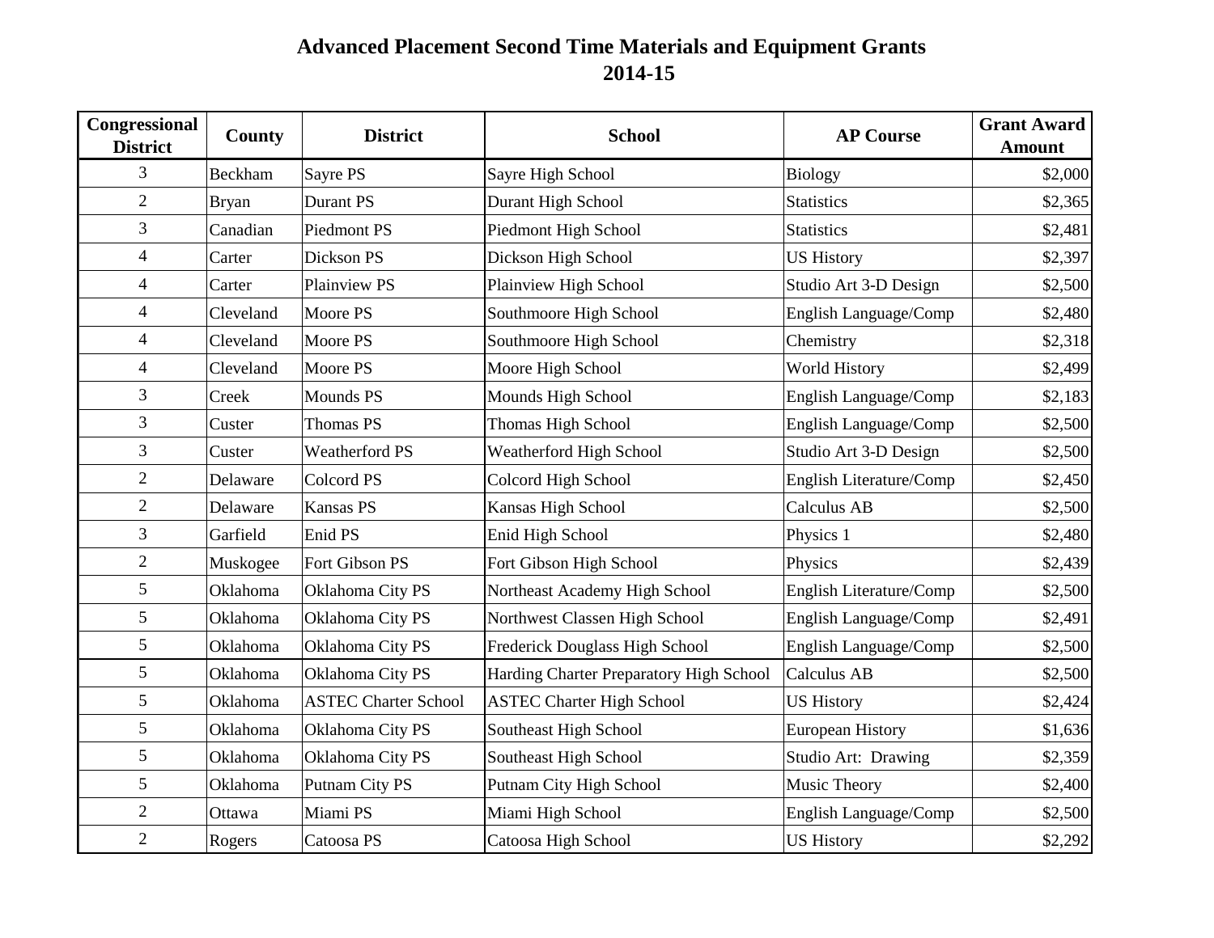# Advanced Placement Second Time Materials and Equipment Grants
## 2014-15

| Congressional District | County | District | School | AP Course | Grant Award Amount |
|---|---|---|---|---|---|
| 3 | Beckham | Sayre PS | Sayre High School | Biology | $2,000 |
| 2 | Bryan | Durant PS | Durant High School | Statistics | $2,365 |
| 3 | Canadian | Piedmont PS | Piedmont High School | Statistics | $2,481 |
| 4 | Carter | Dickson PS | Dickson High School | US History | $2,397 |
| 4 | Carter | Plainview PS | Plainview High School | Studio Art 3-D Design | $2,500 |
| 4 | Cleveland | Moore PS | Southmoore High School | English Language/Comp | $2,480 |
| 4 | Cleveland | Moore PS | Southmoore High School | Chemistry | $2,318 |
| 4 | Cleveland | Moore PS | Moore High School | World History | $2,499 |
| 3 | Creek | Mounds PS | Mounds High School | English Language/Comp | $2,183 |
| 3 | Custer | Thomas PS | Thomas High School | English Language/Comp | $2,500 |
| 3 | Custer | Weatherford PS | Weatherford High School | Studio Art 3-D Design | $2,500 |
| 2 | Delaware | Colcord PS | Colcord High School | English Literature/Comp | $2,450 |
| 2 | Delaware | Kansas PS | Kansas High School | Calculus AB | $2,500 |
| 3 | Garfield | Enid PS | Enid High School | Physics 1 | $2,480 |
| 2 | Muskogee | Fort Gibson PS | Fort Gibson High School | Physics | $2,439 |
| 5 | Oklahoma | Oklahoma City PS | Northeast Academy High School | English Literature/Comp | $2,500 |
| 5 | Oklahoma | Oklahoma City PS | Northwest Classen High School | English Language/Comp | $2,491 |
| 5 | Oklahoma | Oklahoma City PS | Frederick Douglass High School | English Language/Comp | $2,500 |
| 5 | Oklahoma | Oklahoma City PS | Harding Charter Preparatory High School | Calculus AB | $2,500 |
| 5 | Oklahoma | ASTEC Charter School | ASTEC Charter High School | US History | $2,424 |
| 5 | Oklahoma | Oklahoma City PS | Southeast High School | European History | $1,636 |
| 5 | Oklahoma | Oklahoma City PS | Southeast High School | Studio Art: Drawing | $2,359 |
| 5 | Oklahoma | Putnam City PS | Putnam City High School | Music Theory | $2,400 |
| 2 | Ottawa | Miami PS | Miami High School | English Language/Comp | $2,500 |
| 2 | Rogers | Catoosa PS | Catoosa High School | US History | $2,292 |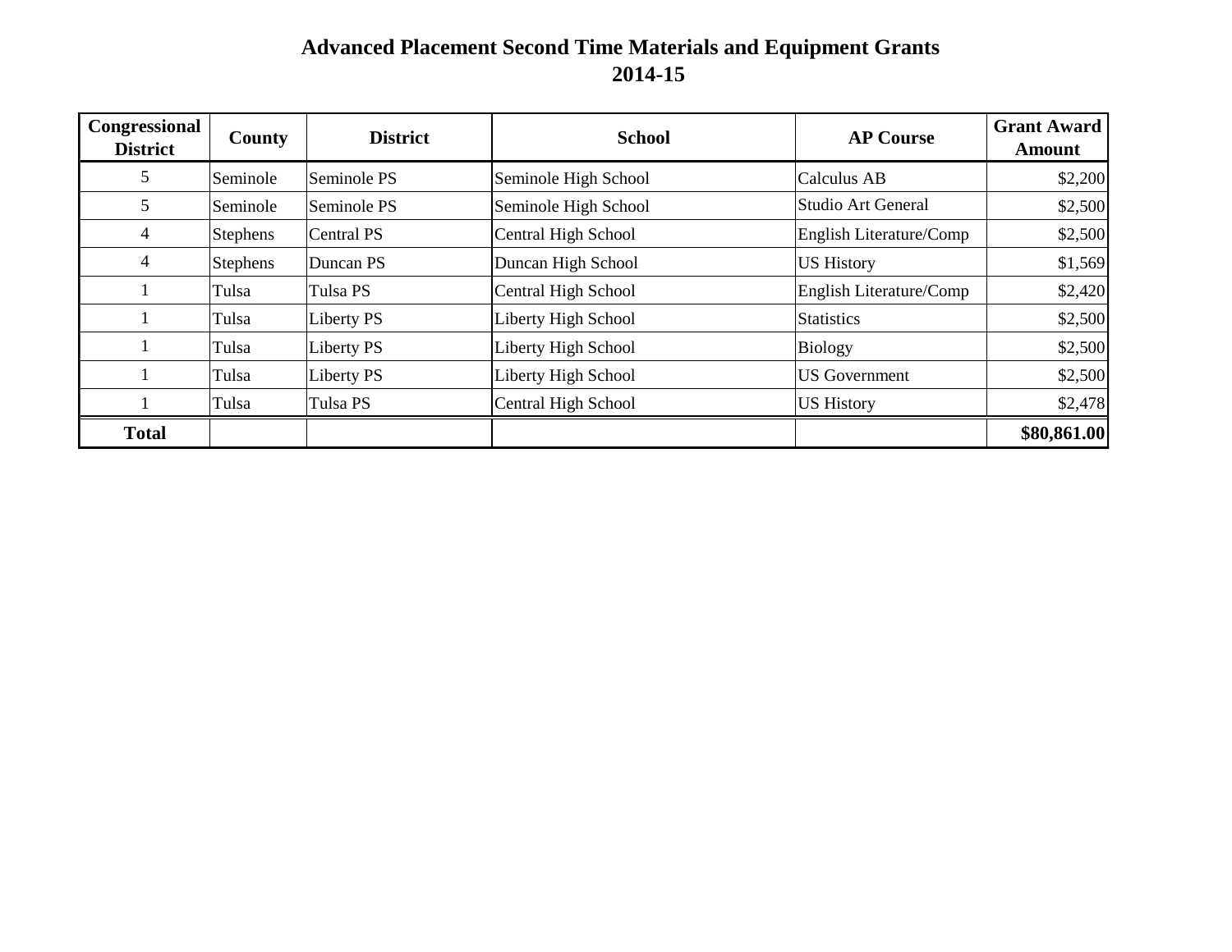# Advanced Placement Second Time Materials and Equipment Grants
## 2014-15

| Congressional District | County | District | School | AP Course | Grant Award Amount |
|---|---|---|---|---|---|
| 5 | Seminole | Seminole PS | Seminole High School | Calculus AB | $2,200 |
| 5 | Seminole | Seminole PS | Seminole High School | Studio Art General | $2,500 |
| 4 | Stephens | Central PS | Central High School | English Literature/Comp | $2,500 |
| 4 | Stephens | Duncan PS | Duncan High School | US History | $1,569 |
| 1 | Tulsa | Tulsa PS | Central High School | English Literature/Comp | $2,420 |
| 1 | Tulsa | Liberty PS | Liberty High School | Statistics | $2,500 |
| 1 | Tulsa | Liberty PS | Liberty High School | Biology | $2,500 |
| 1 | Tulsa | Liberty PS | Liberty High School | US Government | $2,500 |
| 1 | Tulsa | Tulsa PS | Central High School | US History | $2,478 |
| **Total** | | | | | **$80,861.00** |